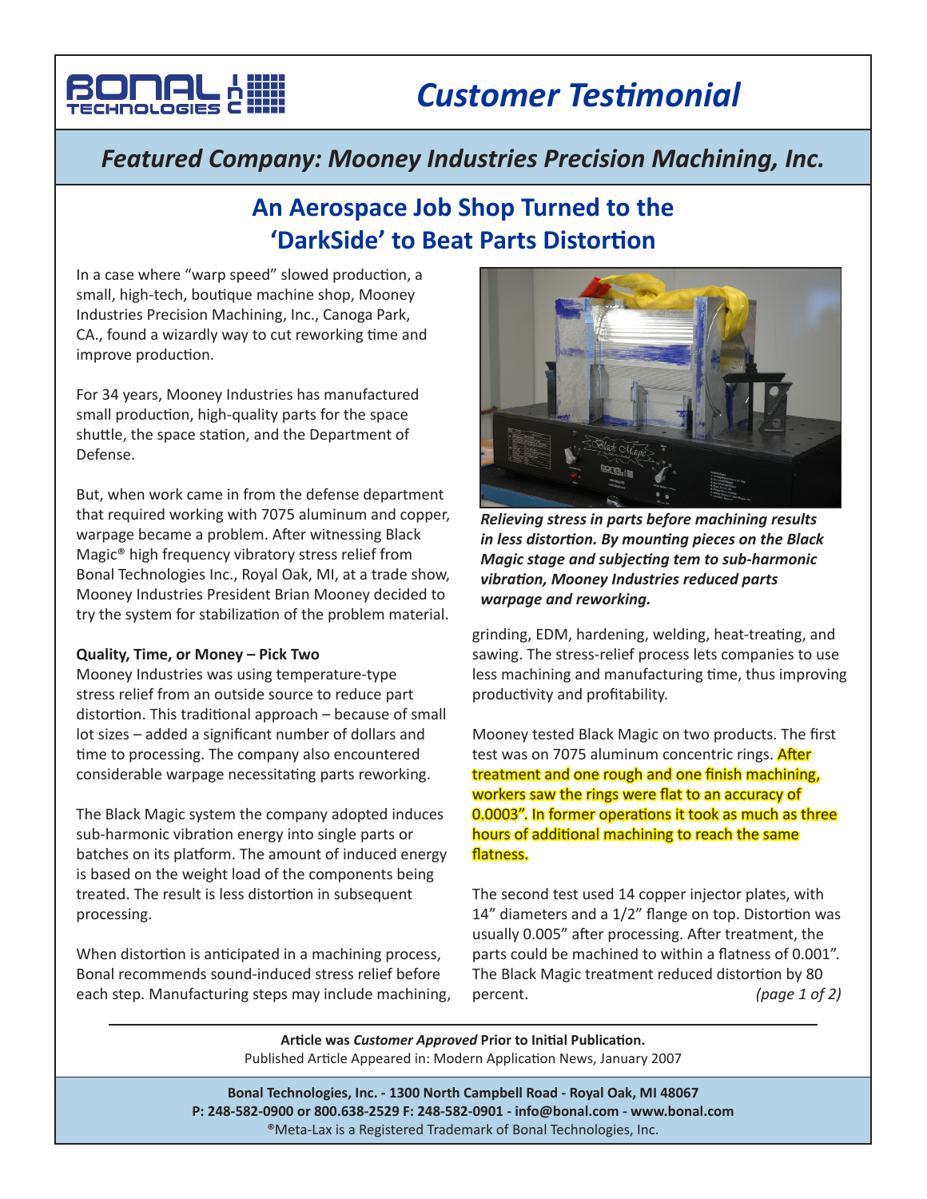# Customer Testimonial

## *Featured Company: Mooney Industries Precision Machining, Inc.*

## An Aerospace Job Shop Turned to the 'DarkSide' to Beat Parts Distortion

In a case where "warp speed" slowed production, a small, high-tech, boutique machine shop, Mooney Industries Precision Machining, Inc., Canoga Park, CA., found a wizardly way to cut reworking time and improve production.

For 34 years, Mooney Industries has manufactured small production, high-quality parts for the space shuttle, the space station, and the Department of Defense.

But, when work came in from the defense department that required working with 7075 aluminum and copper, warpage became a problem. After witnessing Black Magic® high frequency vibratory stress relief from Bonal Technologies Inc., Royal Oak, MI, at a trade show, Mooney Industries President Brian Mooney decided to try the system for stabilization of the problem material.

**Quality, Time, or Money – Pick Two**

Mooney Industries was using temperature-type stress relief from an outside source to reduce part distortion. This traditional approach – because of small lot sizes – added a significant number of dollars and time to processing. The company also encountered considerable warpage necessitating parts reworking.

The Black Magic system the company adopted induces sub-harmonic vibration energy into single parts or batches on its platform. The amount of induced energy is based on the weight load of the components being treated. The result is less distortion in subsequent processing.

When distortion is anticipated in a machining process, Bonal recommends sound-induced stress relief before each step. Manufacturing steps may include machining, grinding, EDM, hardening, welding, heat-treating, and sawing. The stress-relief process lets companies to use less machining and manufacturing time, thus improving productivity and profitability.

***Relieving stress in parts before machining results in less distortion. By mounting pieces on the Black Magic stage and subjecting tem to sub-harmonic vibration, Mooney Industries reduced parts warpage and reworking.***

Mooney tested Black Magic on two products. The first test was on 7075 aluminum concentric rings. After treatment and one rough and one finish machining, workers saw the rings were flat to an accuracy of 0.0003". In former operations it took as much as three hours of additional machining to reach the same flatness.

The second test used 14 copper injector plates, with 14" diameters and a 1/2" flange on top. Distortion was usually 0.005" after processing. After treatment, the parts could be machined to within a flatness of 0.001". The Black Magic treatment reduced distortion by 80 percent.

**Article was *Customer Approved* Prior to Initial Publication.**
Published Article Appeared in: Modern Application News, January 2007

**Bonal Technologies, Inc. - 1300 North Campbell Road - Royal Oak, MI 48067**
**P: 248-582-0900 or 800.638-2529 F: 248-582-0901 - info@bonal.com - www.bonal.com**
®Meta-Lax is a Registered Trademark of Bonal Technologies, Inc.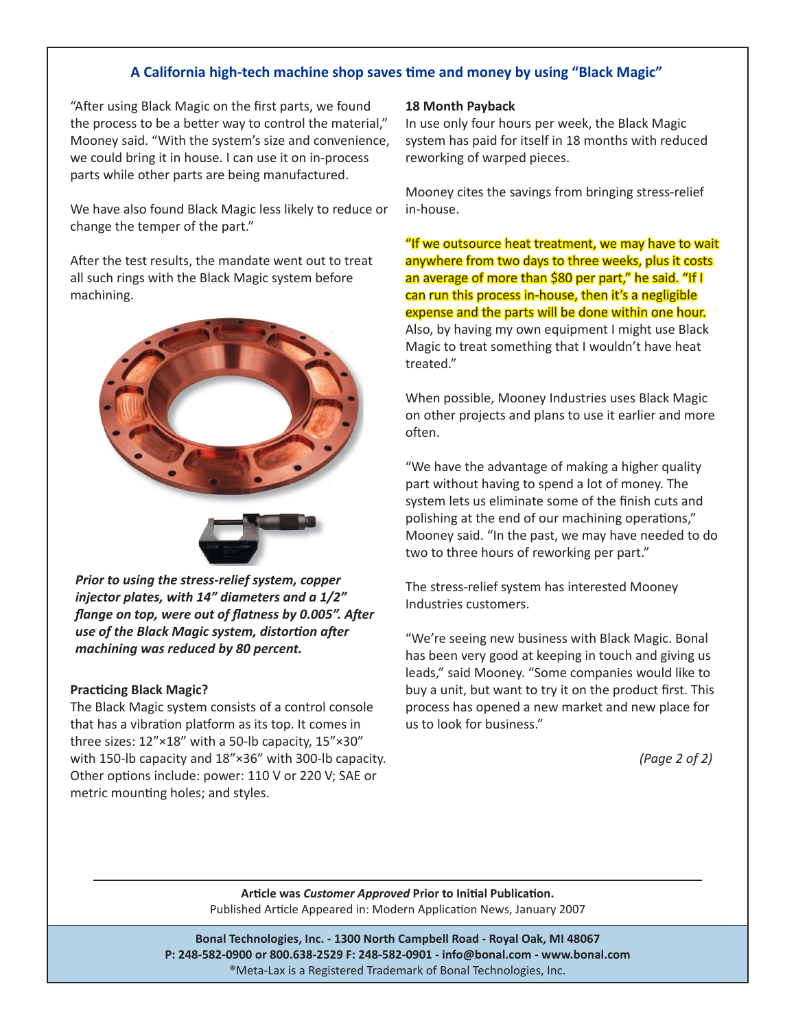## A California high-tech machine shop saves time and money by using "Black Magic"

"After using Black Magic on the first parts, we found the process to be a better way to control the material," Mooney said. "With the system's size and convenience, we could bring it in house. I can use it on in-process parts while other parts are being manufactured.

We have also found Black Magic less likely to reduce or change the temper of the part."

After the test results, the mandate went out to treat all such rings with the Black Magic system before machining.

***Prior to using the stress-relief system, copper injector plates, with 14" diameters and a 1/2" flange on top, were out of flatness by 0.005". After use of the Black Magic system, distortion after machining was reduced by 80 percent.***

**Practicing Black Magic?**

The Black Magic system consists of a control console that has a vibration platform as its top. It comes in three sizes: 12"×18" with a 50-lb capacity, 15"×30" with 150-lb capacity and 18"×36" with 300-lb capacity. Other options include: power: 110 V or 220 V; SAE or metric mounting holes; and styles.

**18 Month Payback**

In use only four hours per week, the Black Magic system has paid for itself in 18 months with reduced reworking of warped pieces.

Mooney cites the savings from bringing stress-relief in-house.

"If we outsource heat treatment, we may have to wait anywhere from two days to three weeks, plus it costs an average of more than $80 per part," he said. "If I can run this process in-house, then it's a negligible expense and the parts will be done within one hour. Also, by having my own equipment I might use Black Magic to treat something that I wouldn't have heat treated."

When possible, Mooney Industries uses Black Magic on other projects and plans to use it earlier and more often.

"We have the advantage of making a higher quality part without having to spend a lot of money. The system lets us eliminate some of the finish cuts and polishing at the end of our machining operations," Mooney said. "In the past, we may have needed to do two to three hours of reworking per part."

The stress-relief system has interested Mooney Industries customers.

"We're seeing new business with Black Magic. Bonal has been very good at keeping in touch and giving us leads," said Mooney. "Some companies would like to buy a unit, but want to try it on the product first. This process has opened a new market and new place for us to look for business."

---

**Article was *Customer Approved* Prior to Initial Publication.**
Published Article Appeared in: Modern Application News, January 2007

**Bonal Technologies, Inc. - 1300 North Campbell Road - Royal Oak, MI 48067**
**P: 248-582-0900 or 800.638-2529 F: 248-582-0901 - info@bonal.com - www.bonal.com**
®Meta-Lax is a Registered Trademark of Bonal Technologies, Inc.